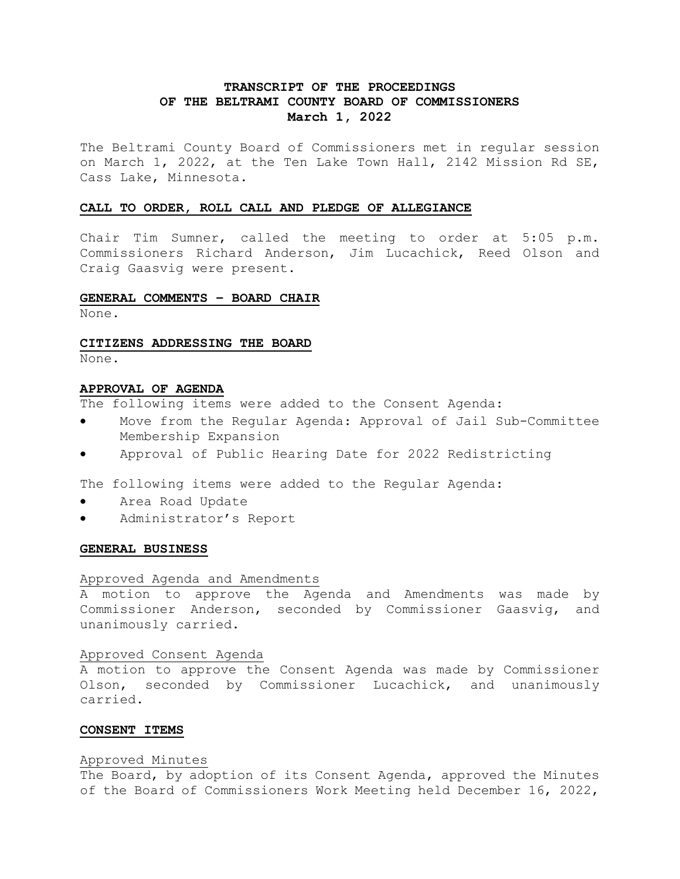# TRANSCRIPT OF THE PROCEEDINGS
# OF THE BELTRAMI COUNTY BOARD OF COMMISSIONERS
# March 1, 2022

The Beltrami County Board of Commissioners met in regular session on March 1, 2022, at the Ten Lake Town Hall, 2142 Mission Rd SE, Cass Lake, Minnesota.

## CALL TO ORDER, ROLL CALL AND PLEDGE OF ALLEGIANCE

Chair Tim Sumner, called the meeting to order at 5:05 p.m. Commissioners Richard Anderson, Jim Lucachick, Reed Olson and Craig Gaasvig were present.

## GENERAL COMMENTS – BOARD CHAIR

None.

## CITIZENS ADDRESSING THE BOARD

None.

## APPROVAL OF AGENDA

The following items were added to the Consent Agenda:

- Move from the Regular Agenda: Approval of Jail Sub-Committee Membership Expansion
- Approval of Public Hearing Date for 2022 Redistricting

The following items were added to the Regular Agenda:

- Area Road Update
- Administrator's Report

## GENERAL BUSINESS

### Approved Agenda and Amendments

A motion to approve the Agenda and Amendments was made by Commissioner Anderson, seconded by Commissioner Gaasvig, and unanimously carried.

### Approved Consent Agenda

A motion to approve the Consent Agenda was made by Commissioner Olson, seconded by Commissioner Lucachick, and unanimously carried.

## CONSENT ITEMS

### Approved Minutes

The Board, by adoption of its Consent Agenda, approved the Minutes of the Board of Commissioners Work Meeting held December 16, 2022,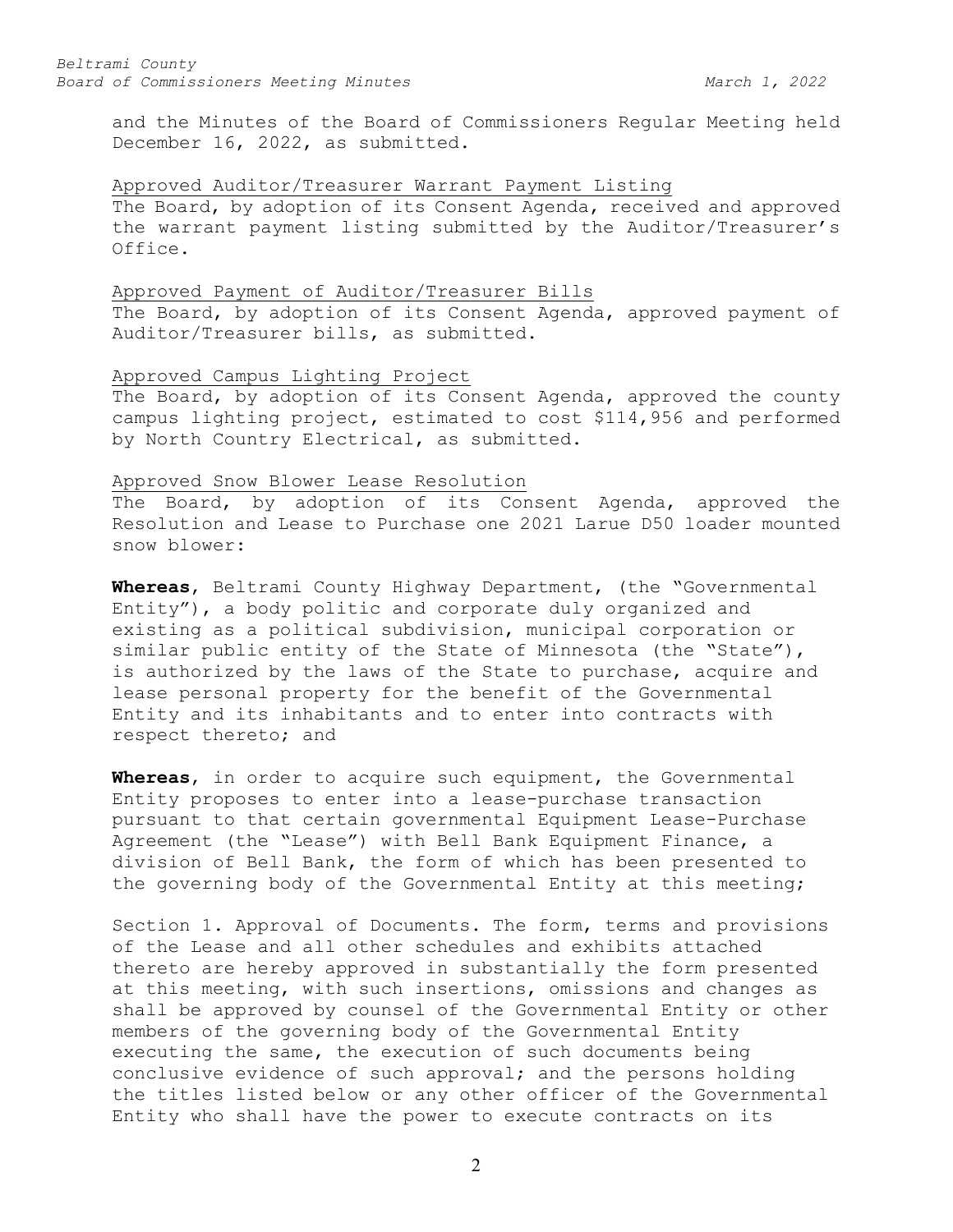and the Minutes of the Board of Commissioners Regular Meeting held December 16, 2022, as submitted.

Approved Auditor/Treasurer Warrant Payment Listing

The Board, by adoption of its Consent Agenda, received and approved the warrant payment listing submitted by the Auditor/Treasurer's Office.

Approved Payment of Auditor/Treasurer Bills

The Board, by adoption of its Consent Agenda, approved payment of Auditor/Treasurer bills, as submitted.

Approved Campus Lighting Project

The Board, by adoption of its Consent Agenda, approved the county campus lighting project, estimated to cost $114,956 and performed by North Country Electrical, as submitted.

Approved Snow Blower Lease Resolution

The Board, by adoption of its Consent Agenda, approved the Resolution and Lease to Purchase one 2021 Larue D50 loader mounted snow blower:

**Whereas**, Beltrami County Highway Department, (the "Governmental Entity"), a body politic and corporate duly organized and existing as a political subdivision, municipal corporation or similar public entity of the State of Minnesota (the "State"), is authorized by the laws of the State to purchase, acquire and lease personal property for the benefit of the Governmental Entity and its inhabitants and to enter into contracts with respect thereto; and

**Whereas**, in order to acquire such equipment, the Governmental Entity proposes to enter into a lease-purchase transaction pursuant to that certain governmental Equipment Lease-Purchase Agreement (the "Lease") with Bell Bank Equipment Finance, a division of Bell Bank, the form of which has been presented to the governing body of the Governmental Entity at this meeting;

Section 1. Approval of Documents. The form, terms and provisions of the Lease and all other schedules and exhibits attached thereto are hereby approved in substantially the form presented at this meeting, with such insertions, omissions and changes as shall be approved by counsel of the Governmental Entity or other members of the governing body of the Governmental Entity executing the same, the execution of such documents being conclusive evidence of such approval; and the persons holding the titles listed below or any other officer of the Governmental Entity who shall have the power to execute contracts on its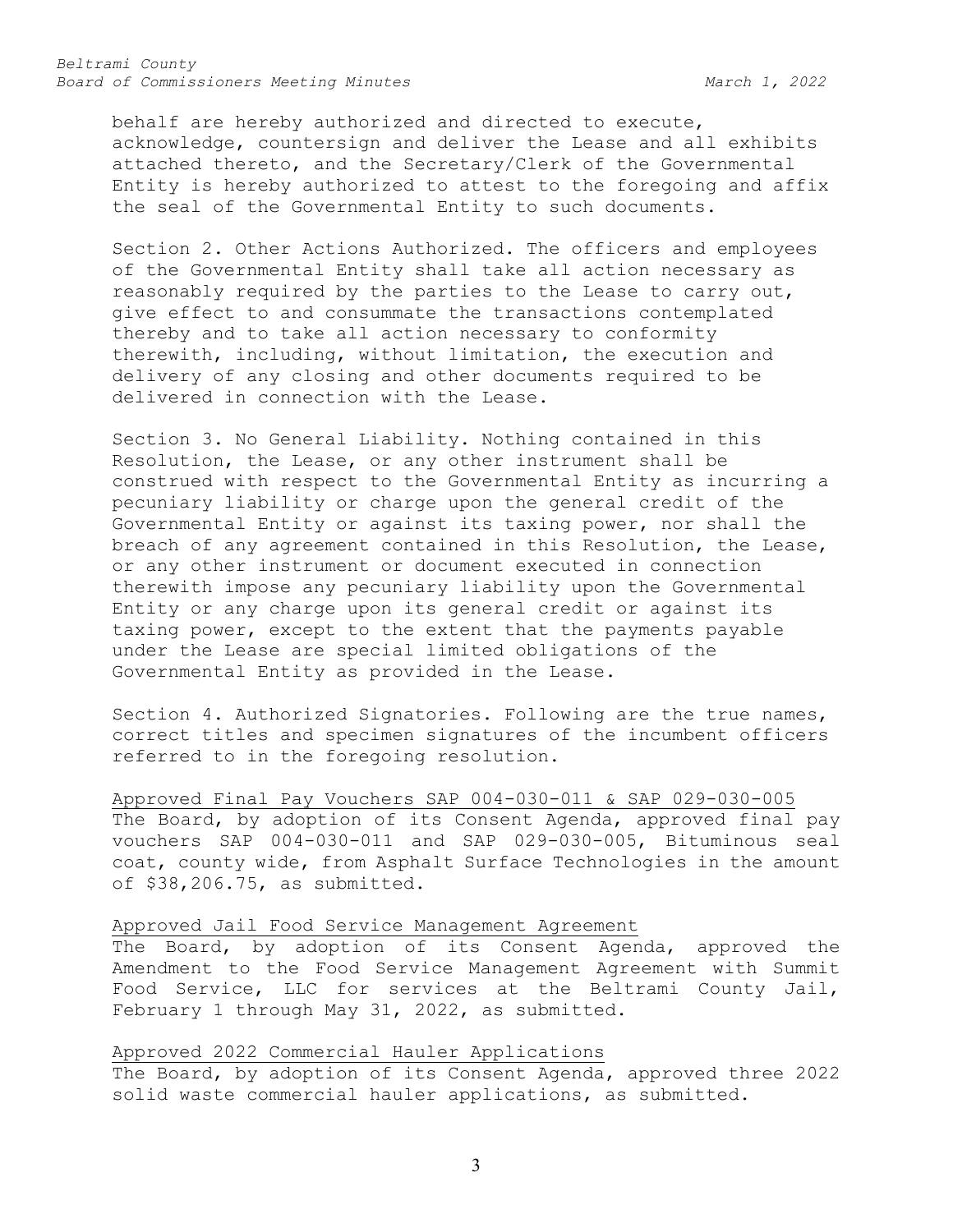behalf are hereby authorized and directed to execute, acknowledge, countersign and deliver the Lease and all exhibits attached thereto, and the Secretary/Clerk of the Governmental Entity is hereby authorized to attest to the foregoing and affix the seal of the Governmental Entity to such documents.

Section 2. Other Actions Authorized. The officers and employees of the Governmental Entity shall take all action necessary as reasonably required by the parties to the Lease to carry out, give effect to and consummate the transactions contemplated thereby and to take all action necessary to conformity therewith, including, without limitation, the execution and delivery of any closing and other documents required to be delivered in connection with the Lease.

Section 3. No General Liability. Nothing contained in this Resolution, the Lease, or any other instrument shall be construed with respect to the Governmental Entity as incurring a pecuniary liability or charge upon the general credit of the Governmental Entity or against its taxing power, nor shall the breach of any agreement contained in this Resolution, the Lease, or any other instrument or document executed in connection therewith impose any pecuniary liability upon the Governmental Entity or any charge upon its general credit or against its taxing power, except to the extent that the payments payable under the Lease are special limited obligations of the Governmental Entity as provided in the Lease.

Section 4. Authorized Signatories. Following are the true names, correct titles and specimen signatures of the incumbent officers referred to in the foregoing resolution.

Approved Final Pay Vouchers SAP 004-030-011 & SAP 029-030-005

The Board, by adoption of its Consent Agenda, approved final pay vouchers SAP 004-030-011 and SAP 029-030-005, Bituminous seal coat, county wide, from Asphalt Surface Technologies in the amount of $38,206.75, as submitted.

Approved Jail Food Service Management Agreement

The Board, by adoption of its Consent Agenda, approved the Amendment to the Food Service Management Agreement with Summit Food Service, LLC for services at the Beltrami County Jail, February 1 through May 31, 2022, as submitted.

Approved 2022 Commercial Hauler Applications

The Board, by adoption of its Consent Agenda, approved three 2022 solid waste commercial hauler applications, as submitted.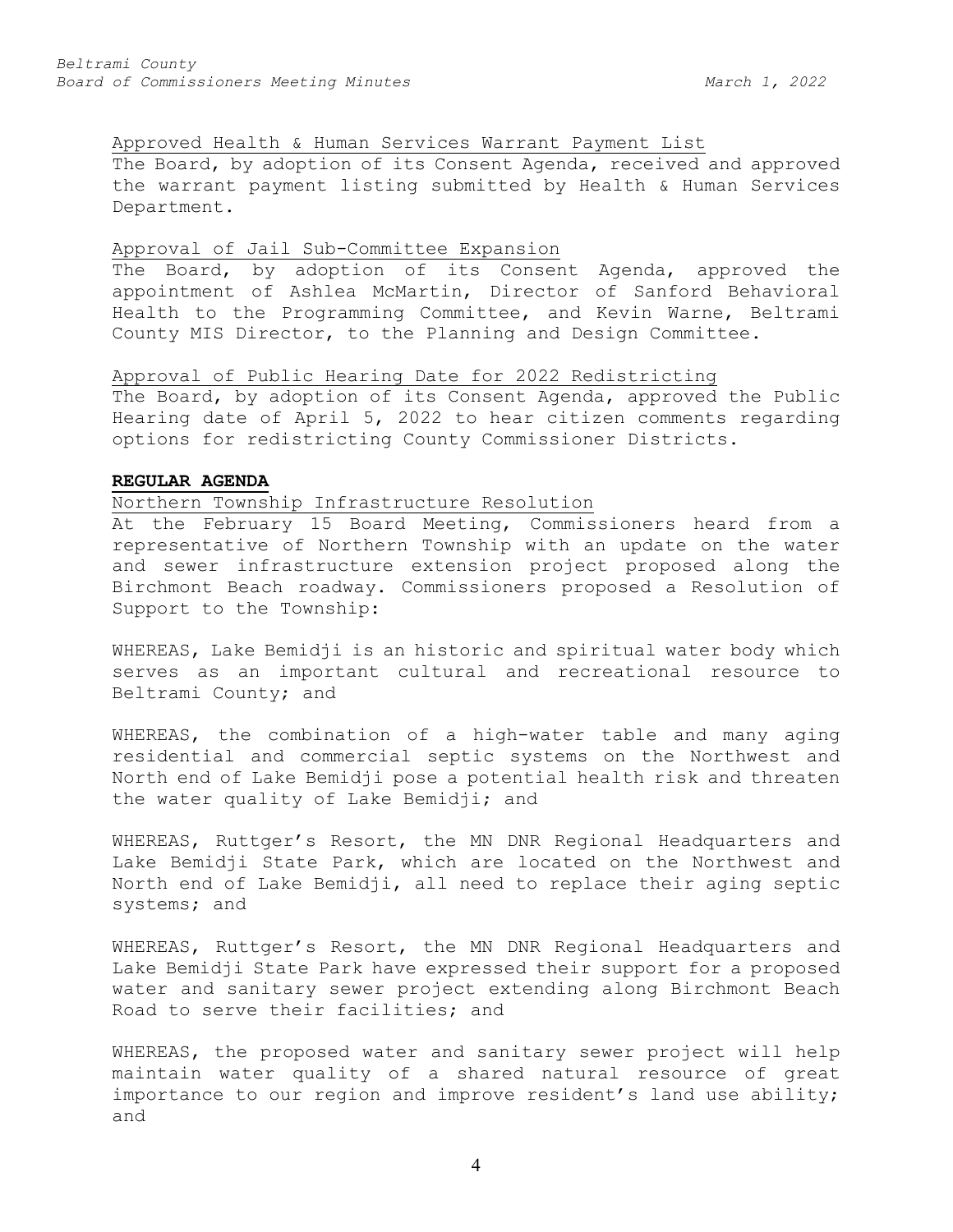Approved Health & Human Services Warrant Payment List

The Board, by adoption of its Consent Agenda, received and approved the warrant payment listing submitted by Health & Human Services Department.

Approval of Jail Sub-Committee Expansion

The Board, by adoption of its Consent Agenda, approved the appointment of Ashlea McMartin, Director of Sanford Behavioral Health to the Programming Committee, and Kevin Warne, Beltrami County MIS Director, to the Planning and Design Committee.

Approval of Public Hearing Date for 2022 Redistricting

The Board, by adoption of its Consent Agenda, approved the Public Hearing date of April 5, 2022 to hear citizen comments regarding options for redistricting County Commissioner Districts.

**REGULAR AGENDA**

Northern Township Infrastructure Resolution

At the February 15 Board Meeting, Commissioners heard from a representative of Northern Township with an update on the water and sewer infrastructure extension project proposed along the Birchmont Beach roadway. Commissioners proposed a Resolution of Support to the Township:

WHEREAS, Lake Bemidji is an historic and spiritual water body which serves as an important cultural and recreational resource to Beltrami County; and

WHEREAS, the combination of a high-water table and many aging residential and commercial septic systems on the Northwest and North end of Lake Bemidji pose a potential health risk and threaten the water quality of Lake Bemidji; and

WHEREAS, Ruttger's Resort, the MN DNR Regional Headquarters and Lake Bemidji State Park, which are located on the Northwest and North end of Lake Bemidji, all need to replace their aging septic systems; and

WHEREAS, Ruttger's Resort, the MN DNR Regional Headquarters and Lake Bemidji State Park have expressed their support for a proposed water and sanitary sewer project extending along Birchmont Beach Road to serve their facilities; and

WHEREAS, the proposed water and sanitary sewer project will help maintain water quality of a shared natural resource of great importance to our region and improve resident's land use ability; and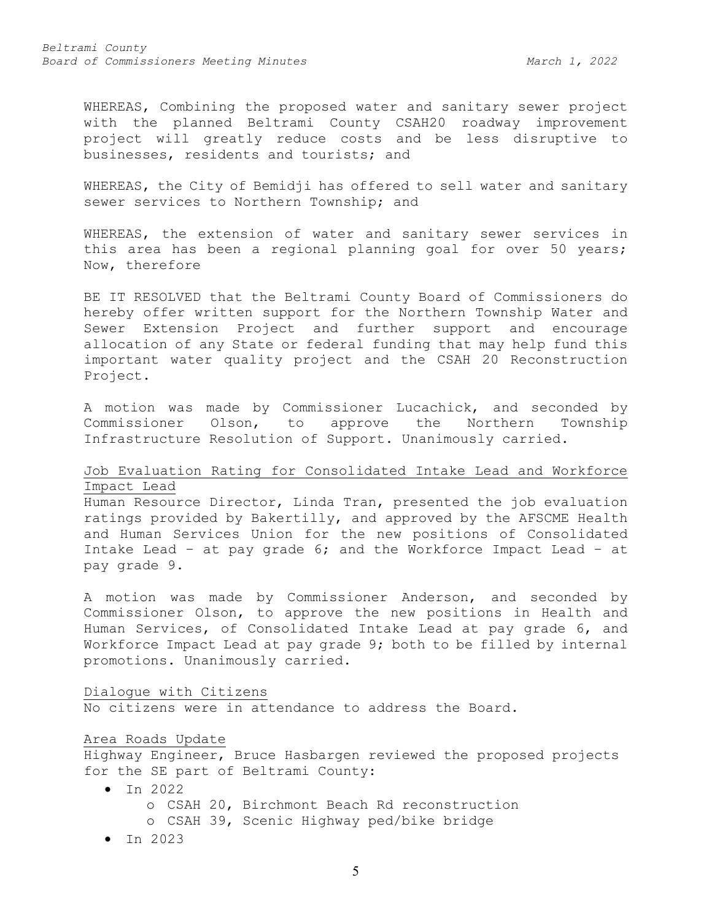WHEREAS, Combining the proposed water and sanitary sewer project with the planned Beltrami County CSAH20 roadway improvement project will greatly reduce costs and be less disruptive to businesses, residents and tourists; and

WHEREAS, the City of Bemidji has offered to sell water and sanitary sewer services to Northern Township; and

WHEREAS, the extension of water and sanitary sewer services in this area has been a regional planning goal for over 50 years; Now, therefore

BE IT RESOLVED that the Beltrami County Board of Commissioners do hereby offer written support for the Northern Township Water and Sewer Extension Project and further support and encourage allocation of any State or federal funding that may help fund this important water quality project and the CSAH 20 Reconstruction Project.

A motion was made by Commissioner Lucachick, and seconded by Commissioner Olson, to approve the Northern Township Infrastructure Resolution of Support. Unanimously carried.

Job Evaluation Rating for Consolidated Intake Lead and Workforce Impact Lead

Human Resource Director, Linda Tran, presented the job evaluation ratings provided by Bakertilly, and approved by the AFSCME Health and Human Services Union for the new positions of Consolidated Intake Lead – at pay grade 6; and the Workforce Impact Lead – at pay grade 9.

A motion was made by Commissioner Anderson, and seconded by Commissioner Olson, to approve the new positions in Health and Human Services, of Consolidated Intake Lead at pay grade 6, and Workforce Impact Lead at pay grade 9; both to be filled by internal promotions. Unanimously carried.

Dialogue with Citizens

No citizens were in attendance to address the Board.

Area Roads Update

Highway Engineer, Bruce Hasbargen reviewed the proposed projects for the SE part of Beltrami County:

- In 2022
  - CSAH 20, Birchmont Beach Rd reconstruction
  - CSAH 39, Scenic Highway ped/bike bridge
- In 2023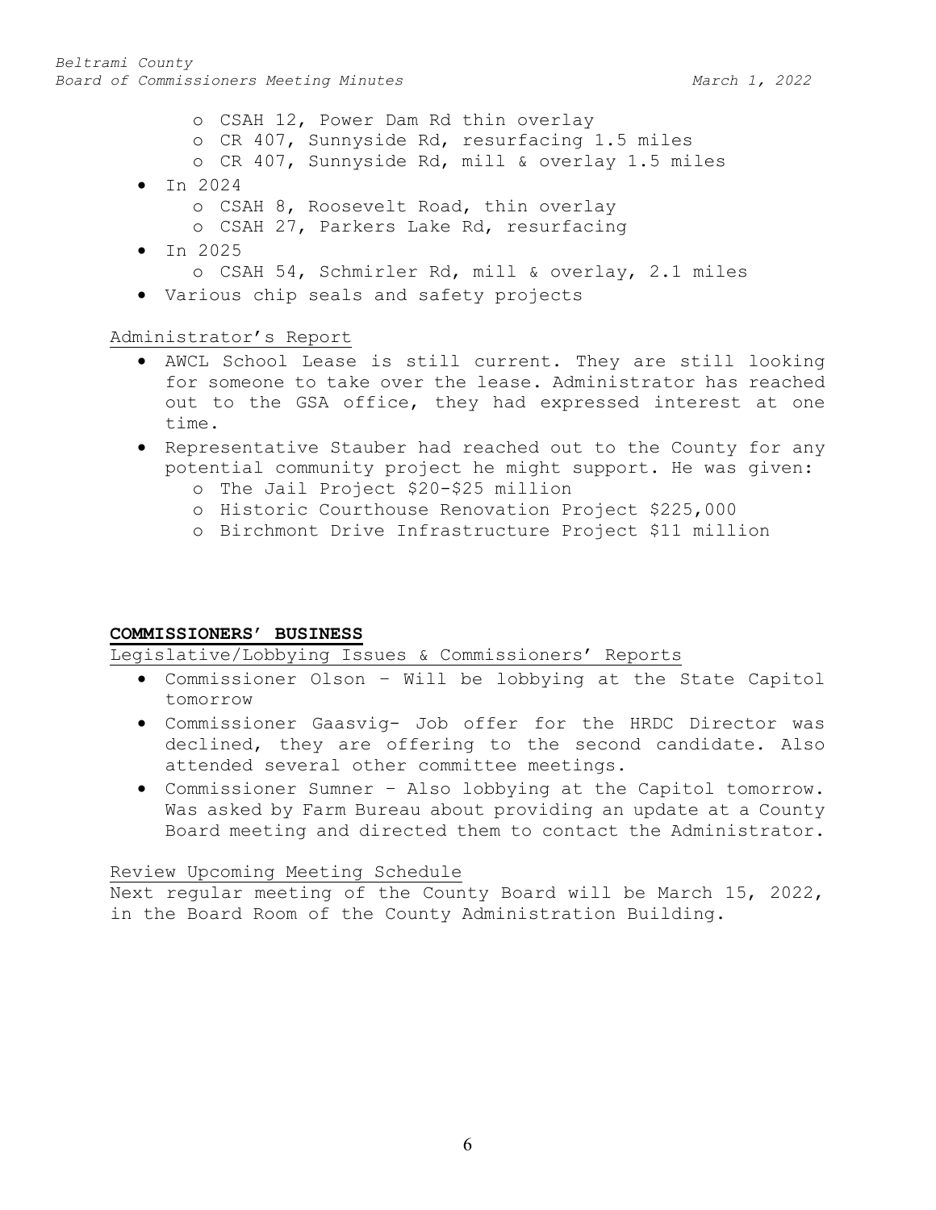- CSAH 12, Power Dam Rd thin overlay
  - CR 407, Sunnyside Rd, resurfacing 1.5 miles
  - CR 407, Sunnyside Rd, mill & overlay 1.5 miles
- In 2024
  - CSAH 8, Roosevelt Road, thin overlay
  - CSAH 27, Parkers Lake Rd, resurfacing
- In 2025
  - CSAH 54, Schmirler Rd, mill & overlay, 2.1 miles
- Various chip seals and safety projects

Administrator's Report

- AWCL School Lease is still current. They are still looking for someone to take over the lease. Administrator has reached out to the GSA office, they had expressed interest at one time.
- Representative Stauber had reached out to the County for any potential community project he might support. He was given:
  - The Jail Project $20-$25 million
  - Historic Courthouse Renovation Project $225,000
  - Birchmont Drive Infrastructure Project $11 million

**COMMISSIONERS' BUSINESS**

Legislative/Lobbying Issues & Commissioners' Reports

- Commissioner Olson – Will be lobbying at the State Capitol tomorrow
- Commissioner Gaasvig- Job offer for the HRDC Director was declined, they are offering to the second candidate. Also attended several other committee meetings.
- Commissioner Sumner – Also lobbying at the Capitol tomorrow. Was asked by Farm Bureau about providing an update at a County Board meeting and directed them to contact the Administrator.

Review Upcoming Meeting Schedule

Next regular meeting of the County Board will be March 15, 2022, in the Board Room of the County Administration Building.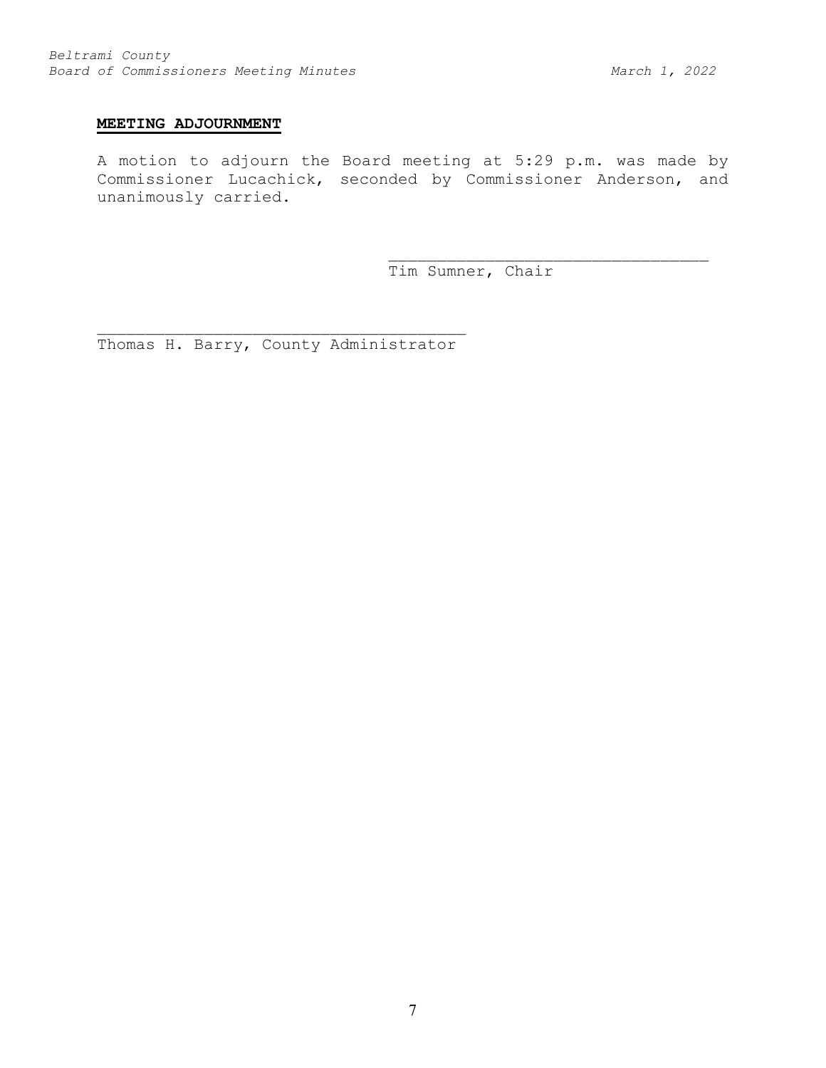**MEETING ADJOURNMENT**

A motion to adjourn the Board meeting at 5:29 p.m. was made by Commissioner Lucachick, seconded by Commissioner Anderson, and unanimously carried.

___________________________________
Tim Sumner, Chair

________________________________________
Thomas H. Barry, County Administrator